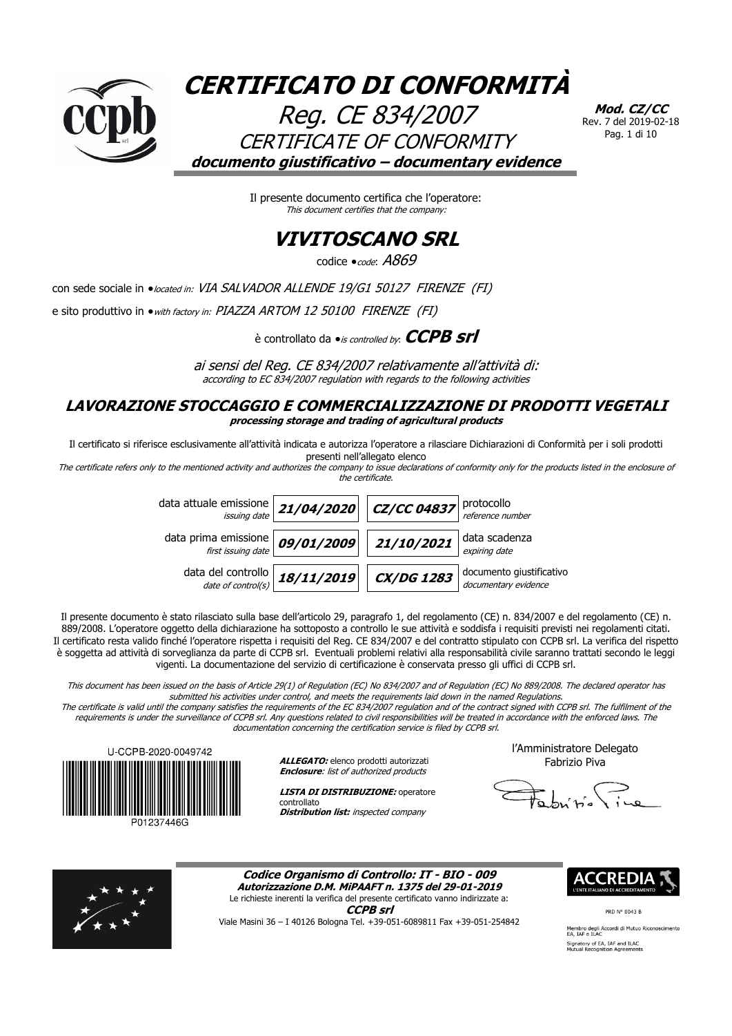# CERTIFICATO DI CONFORMITÀ

## Reg. CE 834/2007

CERTIFICATE OF CONFORMITY

**documento giustificativo – documentary evidence**

**Mod. CZ/CC**
Rev. 7 del 2019-02-18

Il presente documento certifica che l'operatore:
*This document certifies that the company:*

# VIVITOSCANO SRL

codice • *code*: *A869*

con sede sociale in • *located in*: *VIA SALVADOR ALLENDE 19/G1 50127 FIRENZE (FI)*

e sito produttivo in • *with factory in*: *PIAZZA ARTOM 12 50100 FIRENZE (FI)*

è controllato da • *is controlled by*: ***CCPB srl***

*ai sensi del Reg. CE 834/2007 relativamente all'attività di:*
*according to EC 834/2007 regulation with regards to the following activities*

## LAVORAZIONE STOCCAGGIO E COMMERCIALIZZAZIONE DI PRODOTTI VEGETALI

***processing storage and trading of agricultural products***

Il certificato si riferisce esclusivamente all'attività indicata e autorizza l'operatore a rilasciare Dichiarazioni di Conformità per i soli prodotti presenti nell'allegato elenco
*The certificate refers only to the mentioned activity and authorizes the company to issue declarations of conformity only for the products listed in the enclosure of the certificate.*

| | | | |
|---|---|---|---|
| data attuale emissione *issuing date* | ***21/04/2020*** | ***CZ/CC 04837*** | protocollo *reference number* |
| data prima emissione *first issuing date* | ***09/01/2009*** | ***21/10/2021*** | data scadenza *expiring date* |
| data del controllo *date of control(s)* | ***18/11/2019*** | ***CX/DG 1283*** | documento giustificativo *documentary evidence* |

Il presente documento è stato rilasciato sulla base dell'articolo 29, paragrafo 1, del regolamento (CE) n. 834/2007 e del regolamento (CE) n. 889/2008. L'operatore oggetto della dichiarazione ha sottoposto a controllo le sue attività e soddisfa i requisiti previsti nei regolamenti citati. Il certificato resta valido finché l'operatore rispetta i requisiti del Reg. CE 834/2007 e del contratto stipulato con CCPB srl. La verifica del rispetto è soggetta ad attività di sorveglianza da parte di CCPB srl. Eventuali problemi relativi alla responsabilità civile saranno trattati secondo le leggi vigenti. La documentazione del servizio di certificazione è conservata presso gli uffici di CCPB srl.

*This document has been issued on the basis of Article 29(1) of Regulation (EC) No 834/2007 and of Regulation (EC) No 889/2008. The declared operator has submitted his activities under control, and meets the requirements laid down in the named Regulations. The certificate is valid until the company satisfies the requirements of the EC 834/2007 regulation and of the contract signed with CCPB srl. The fulfilment of the requirements is under the surveillance of CCPB srl. Any questions related to civil responsibilities will be treated in accordance with the enforced laws. The documentation concerning the certification service is filed by CCPB srl.*

U-CCPB-2020-0049742
P01237446G

***ALLEGATO:*** elenco prodotti autorizzati
***Enclosure***: *list of authorized products*

***LISTA DI DISTRIBUZIONE:*** operatore controllato
***Distribution list:*** *inspected company*

l'Amministratore Delegato
Fabrizio Piva

***Codice Organismo di Controllo: IT - BIO - 009***
***Autorizzazione D.M. MiPAAFT n. 1375 del 29-01-2019***
Le richieste inerenti la verifica del presente certificato vanno indirizzate a:
***CCPB srl***
Viale Masini 36 – I 40126 Bologna Tel. +39-051-6089811 Fax +39-051-254842

ACCREDIA – L'ENTE ITALIANO DI ACCREDITAMENTO
PRD N° 0043 B
Membro degli Accordi di Mutuo Riconoscimento EA, IAF e ILAC
Signatory of EA, IAF and ILAC Mutual Recognition Agreements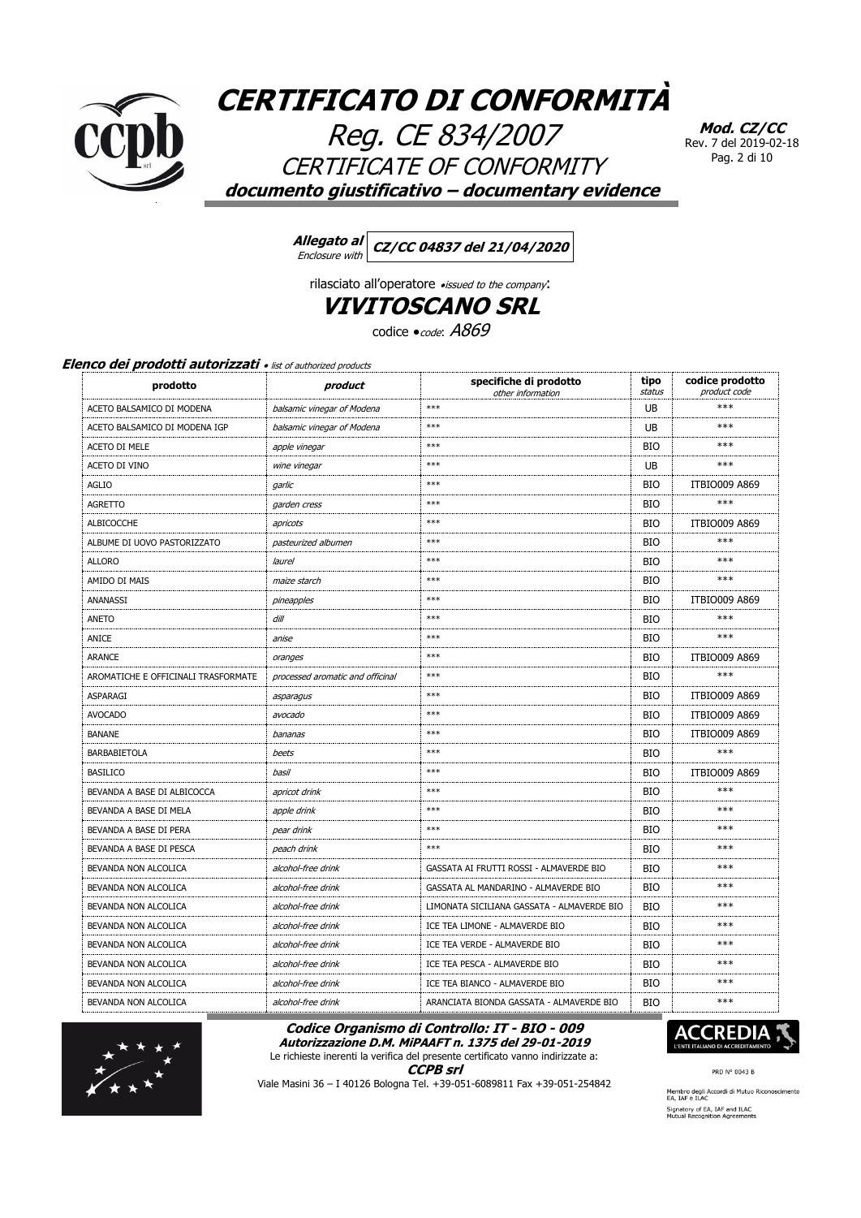# CERTIFICATO DI CONFORMITÀ

## Reg. CE 834/2007

CERTIFICATE OF CONFORMITY

**documento giustificativo – documentary evidence**

**Mod. CZ/CC**
Rev. 7 del 2019-02-18

**Allegato al** *Enclosure with* **CZ/CC 04837 del 21/04/2020**

rilasciato all'operatore • *issued to the company*:

**VIVITOSCANO SRL**

codice • *code*: *A869*

**Elenco dei prodotti autorizzati** • *list of authorized products*

| prodotto | *product* | specifiche di prodotto *other information* | tipo *status* | codice prodotto *product code* |
|---|---|---|---|---|
| ACETO BALSAMICO DI MODENA | *balsamic vinegar of Modena* | *** | UB | *** |
| ACETO BALSAMICO DI MODENA IGP | *balsamic vinegar of Modena* | *** | UB | *** |
| ACETO DI MELE | *apple vinegar* | *** | BIO | *** |
| ACETO DI VINO | *wine vinegar* | *** | UB | *** |
| AGLIO | *garlic* | *** | BIO | ITBIO009 A869 |
| AGRETTO | *garden cress* | *** | BIO | *** |
| ALBICOCCHE | *apricots* | *** | BIO | ITBIO009 A869 |
| ALBUME DI UOVO PASTORIZZATO | *pasteurized albumen* | *** | BIO | *** |
| ALLORO | *laurel* | *** | BIO | *** |
| AMIDO DI MAIS | *maize starch* | *** | BIO | *** |
| ANANASSI | *pineapples* | *** | BIO | ITBIO009 A869 |
| ANETO | *dill* | *** | BIO | *** |
| ANICE | *anise* | *** | BIO | *** |
| ARANCE | *oranges* | *** | BIO | ITBIO009 A869 |
| AROMATICHE E OFFICINALI TRASFORMATE | *processed aromatic and officinal* | *** | BIO | *** |
| ASPARAGI | *asparagus* | *** | BIO | ITBIO009 A869 |
| AVOCADO | *avocado* | *** | BIO | ITBIO009 A869 |
| BANANE | *bananas* | *** | BIO | ITBIO009 A869 |
| BARBABIETOLA | *beets* | *** | BIO | *** |
| BASILICO | *basil* | *** | BIO | ITBIO009 A869 |
| BEVANDA A BASE DI ALBICOCCA | *apricot drink* | *** | BIO | *** |
| BEVANDA A BASE DI MELA | *apple drink* | *** | BIO | *** |
| BEVANDA A BASE DI PERA | *pear drink* | *** | BIO | *** |
| BEVANDA A BASE DI PESCA | *peach drink* | *** | BIO | *** |
| BEVANDA NON ALCOLICA | *alcohol-free drink* | GASSATA AI FRUTTI ROSSI - ALMAVERDE BIO | BIO | *** |
| BEVANDA NON ALCOLICA | *alcohol-free drink* | GASSATA AL MANDARINO - ALMAVERDE BIO | BIO | *** |
| BEVANDA NON ALCOLICA | *alcohol-free drink* | LIMONATA SICILIANA GASSATA - ALMAVERDE BIO | BIO | *** |
| BEVANDA NON ALCOLICA | *alcohol-free drink* | ICE TEA LIMONE - ALMAVERDE BIO | BIO | *** |
| BEVANDA NON ALCOLICA | *alcohol-free drink* | ICE TEA VERDE - ALMAVERDE BIO | BIO | *** |
| BEVANDA NON ALCOLICA | *alcohol-free drink* | ICE TEA PESCA - ALMAVERDE BIO | BIO | *** |
| BEVANDA NON ALCOLICA | *alcohol-free drink* | ICE TEA BIANCO - ALMAVERDE BIO | BIO | *** |
| BEVANDA NON ALCOLICA | *alcohol-free drink* | ARANCIATA BIONDA GASSATA - ALMAVERDE BIO | BIO | *** |

**Codice Organismo di Controllo: IT - BIO - 009**
**Autorizzazione D.M. MiPAAFT n. 1375 del 29-01-2019**
Le richieste inerenti la verifica del presente certificato vanno indirizzate a:
**CCPB srl**
Viale Masini 36 – I 40126 Bologna Tel. +39-051-6089811 Fax +39-051-254842

ACCREDIA L'ENTE ITALIANO DI ACCREDITAMENTO
PRD N° 0043 B
Membro degli Accordi di Mutuo Riconoscimento EA, IAF e ILAC
Signatory of EA, IAF and ILAC Mutual Recognition Agreements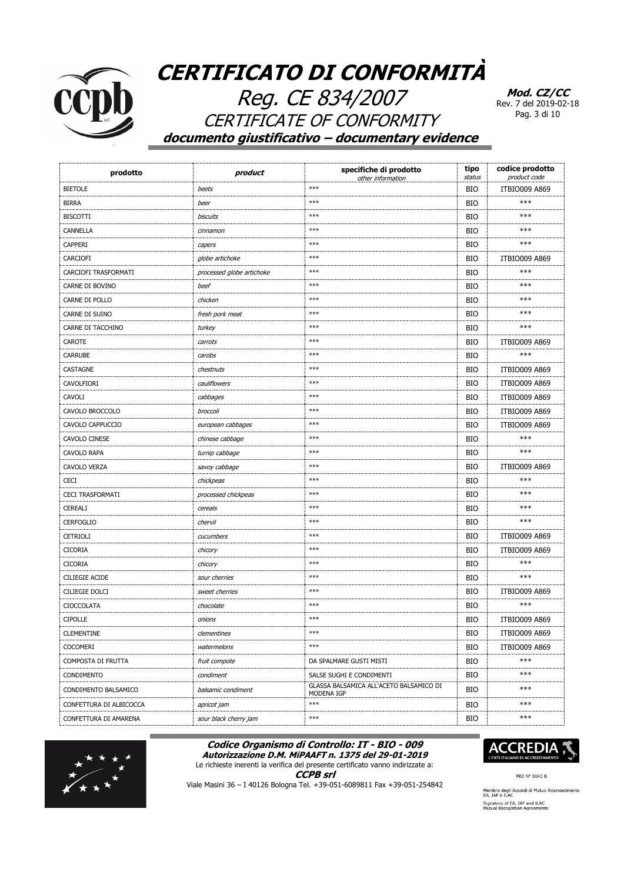# CERTIFICATO DI CONFORMITÀ

## Reg. CE 834/2007

## CERTIFICATE OF CONFORMITY

**documento giustificativo – documentary evidence**

**Mod. CZ/CC**
Rev. 7 del 2019-02-18

| prodotto | *product* | specifiche di prodotto *other information* | tipo *status* | codice prodotto *product code* |
|---|---|---|---|---|
| BIETOLE | *beets* | *** | BIO | ITBIO009 A869 |
| BIRRA | *beer* | *** | BIO | *** |
| BISCOTTI | *biscuits* | *** | BIO | *** |
| CANNELLA | *cinnamon* | *** | BIO | *** |
| CAPPERI | *capers* | *** | BIO | *** |
| CARCIOFI | *globe artichoke* | *** | BIO | ITBIO009 A869 |
| CARCIOFI TRASFORMATI | *processed globe artichoke* | *** | BIO | *** |
| CARNE DI BOVINO | *beef* | *** | BIO | *** |
| CARNE DI POLLO | *chicken* | *** | BIO | *** |
| CARNE DI SUINO | *fresh pork meat* | *** | BIO | *** |
| CARNE DI TACCHINO | *turkey* | *** | BIO | *** |
| CAROTE | *carrots* | *** | BIO | ITBIO009 A869 |
| CARRUBE | *carobs* | *** | BIO | *** |
| CASTAGNE | *chestnuts* | *** | BIO | ITBIO009 A869 |
| CAVOLFIORI | *cauliflowers* | *** | BIO | ITBIO009 A869 |
| CAVOLI | *cabbages* | *** | BIO | ITBIO009 A869 |
| CAVOLO BROCCOLO | *broccoli* | *** | BIO | ITBIO009 A869 |
| CAVOLO CAPPUCCIO | *european cabbages* | *** | BIO | ITBIO009 A869 |
| CAVOLO CINESE | *chinese cabbage* | *** | BIO | *** |
| CAVOLO RAPA | *turnip cabbage* | *** | BIO | *** |
| CAVOLO VERZA | *savoy cabbage* | *** | BIO | ITBIO009 A869 |
| CECI | *chickpeas* | *** | BIO | *** |
| CECI TRASFORMATI | *processed chickpeas* | *** | BIO | *** |
| CEREALI | *cereals* | *** | BIO | *** |
| CERFOGLIO | *chervil* | *** | BIO | *** |
| CETRIOLI | *cucumbers* | *** | BIO | ITBIO009 A869 |
| CICORIA | *chicory* | *** | BIO | ITBIO009 A869 |
| CICORIA | *chicory* | *** | BIO | *** |
| CILIEGIE ACIDE | *sour cherries* | *** | BIO | *** |
| CILIEGIE DOLCI | *sweet cherries* | *** | BIO | ITBIO009 A869 |
| CIOCCOLATA | *chocolate* | *** | BIO | *** |
| CIPOLLE | *onions* | *** | BIO | ITBIO009 A869 |
| CLEMENTINE | *clementines* | *** | BIO | ITBIO009 A869 |
| COCOMERI | *watermelons* | *** | BIO | ITBIO009 A869 |
| COMPOSTA DI FRUTTA | *fruit compote* | DA SPALMARE GUSTI MISTI | BIO | *** |
| CONDIMENTO | *condiment* | SALSE SUGHI E CONDIMENTI | BIO | *** |
| CONDIMENTO BALSAMICO | *balsamic condiment* | GLASSA BALSAMICA ALL'ACETO BALSAMICO DI MODENA IGP | BIO | *** |
| CONFETTURA DI ALBICOCCA | *apricot jam* | *** | BIO | *** |
| CONFETTURA DI AMARENA | *sour black cherry jam* | *** | BIO | *** |

**Codice Organismo di Controllo: IT - BIO - 009**
**Autorizzazione D.M. MiPAAFT n. 1375 del 29-01-2019**
Le richieste inerenti la verifica del presente certificato vanno indirizzate a:
**CCPB srl**
Viale Masini 36 – I 40126 Bologna Tel. +39-051-6089811 Fax +39-051-254842

ACCREDIA – L'ENTE ITALIANO DI ACCREDITAMENTO
PRD N° 0043 B
Membro degli Accordi di Mutuo Riconoscimento EA, IAF e ILAC
Signatory of EA, IAF and ILAC Mutual Recognition Agreements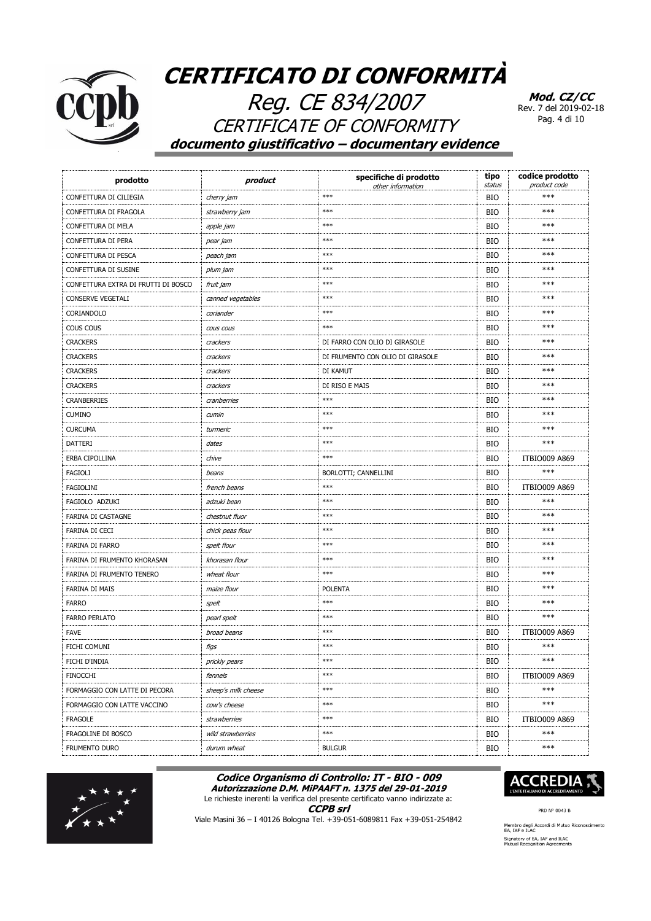# CERTIFICATO DI CONFORMITÀ

## Reg. CE 834/2007

## CERTIFICATE OF CONFORMITY

**documento giustificativo – documentary evidence**

**Mod. CZ/CC**
Rev. 7 del 2019-02-18

| prodotto | *product* | specifiche di prodotto *other information* | tipo *status* | codice prodotto *product code* |
|---|---|---|---|---|
| CONFETTURA DI CILIEGIA | *cherry jam* | *** | BIO | *** |
| CONFETTURA DI FRAGOLA | *strawberry jam* | *** | BIO | *** |
| CONFETTURA DI MELA | *apple jam* | *** | BIO | *** |
| CONFETTURA DI PERA | *pear jam* | *** | BIO | *** |
| CONFETTURA DI PESCA | *peach jam* | *** | BIO | *** |
| CONFETTURA DI SUSINE | *plum jam* | *** | BIO | *** |
| CONFETTURA EXTRA DI FRUTTI DI BOSCO | *fruit jam* | *** | BIO | *** |
| CONSERVE VEGETALI | *canned vegetables* | *** | BIO | *** |
| CORIANDOLO | *coriander* | *** | BIO | *** |
| COUS COUS | *cous cous* | *** | BIO | *** |
| CRACKERS | *crackers* | DI FARRO CON OLIO DI GIRASOLE | BIO | *** |
| CRACKERS | *crackers* | DI FRUMENTO CON OLIO DI GIRASOLE | BIO | *** |
| CRACKERS | *crackers* | DI KAMUT | BIO | *** |
| CRACKERS | *crackers* | DI RISO E MAIS | BIO | *** |
| CRANBERRIES | *cranberries* | *** | BIO | *** |
| CUMINO | *cumin* | *** | BIO | *** |
| CURCUMA | *turmeric* | *** | BIO | *** |
| DATTERI | *dates* | *** | BIO | *** |
| ERBA CIPOLLINA | *chive* | *** | BIO | ITBIO009 A869 |
| FAGIOLI | *beans* | BORLOTTI; CANNELLINI | BIO | *** |
| FAGIOLINI | *french beans* | *** | BIO | ITBIO009 A869 |
| FAGIOLO ADZUKI | *adzuki bean* | *** | BIO | *** |
| FARINA DI CASTAGNE | *chestnut fluor* | *** | BIO | *** |
| FARINA DI CECI | *chick peas flour* | *** | BIO | *** |
| FARINA DI FARRO | *spelt flour* | *** | BIO | *** |
| FARINA DI FRUMENTO KHORASAN | *khorasan flour* | *** | BIO | *** |
| FARINA DI FRUMENTO TENERO | *wheat flour* | *** | BIO | *** |
| FARINA DI MAIS | *maize flour* | POLENTA | BIO | *** |
| FARRO | *spelt* | *** | BIO | *** |
| FARRO PERLATO | *pearl spelt* | *** | BIO | *** |
| FAVE | *broad beans* | *** | BIO | ITBIO009 A869 |
| FICHI COMUNI | *figs* | *** | BIO | *** |
| FICHI D'INDIA | *prickly pears* | *** | BIO | *** |
| FINOCCHI | *fennels* | *** | BIO | ITBIO009 A869 |
| FORMAGGIO CON LATTE DI PECORA | *sheep's milk cheese* | *** | BIO | *** |
| FORMAGGIO CON LATTE VACCINO | *cow's cheese* | *** | BIO | *** |
| FRAGOLE | *strawberries* | *** | BIO | ITBIO009 A869 |
| FRAGOLINE DI BOSCO | *wild strawberries* | *** | BIO | *** |
| FRUMENTO DURO | *durum wheat* | BULGUR | BIO | *** |

**Codice Organismo di Controllo: IT - BIO - 009**
**Autorizzazione D.M. MiPAAFT n. 1375 del 29-01-2019**
Le richieste inerenti la verifica del presente certificato vanno indirizzate a:
**CCPB srl**
Viale Masini 36 – I 40126 Bologna Tel. +39-051-6089811 Fax +39-051-254842

ACCREDIA L'ENTE ITALIANO DI ACCREDITAMENTO
PRD N° 0043 B
Membro degli Accordi di Mutuo Riconoscimento EA, IAF e ILAC
Signatory of EA, IAF and ILAC Mutual Recognition Agreements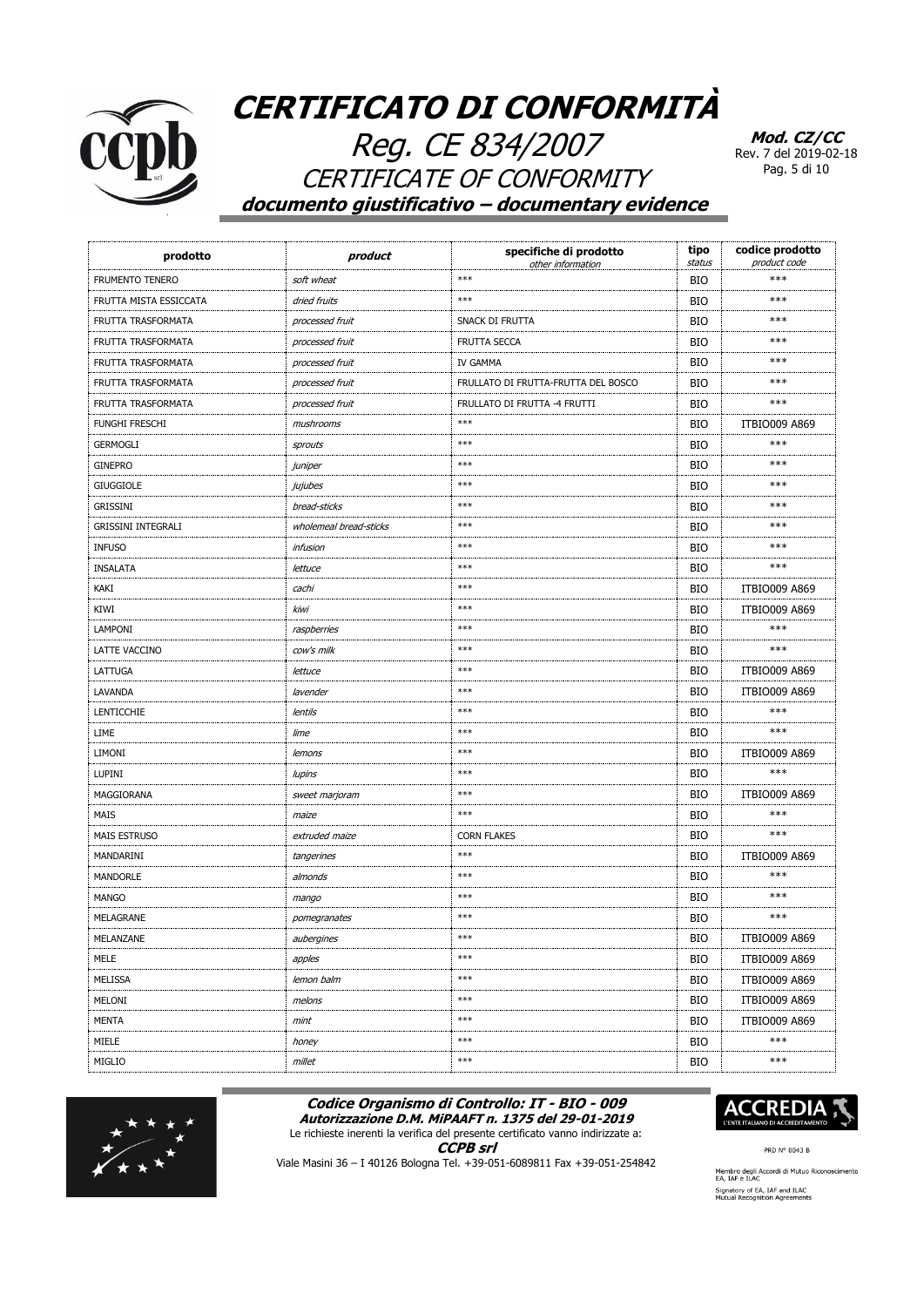# CERTIFICATO DI CONFORMITÀ

## Reg. CE 834/2007

## CERTIFICATE OF CONFORMITY

**documento giustificativo – documentary evidence**

**Mod. CZ/CC**
Rev. 7 del 2019-02-18

| prodotto | product | specifiche di prodotto<br>*other information* | tipo<br>*status* | codice prodotto<br>*product code* |
|---|---|---|---|---|
| FRUMENTO TENERO | *soft wheat* | *** | BIO | *** |
| FRUTTA MISTA ESSICCATA | *dried fruits* | *** | BIO | *** |
| FRUTTA TRASFORMATA | *processed fruit* | SNACK DI FRUTTA | BIO | *** |
| FRUTTA TRASFORMATA | *processed fruit* | FRUTTA SECCA | BIO | *** |
| FRUTTA TRASFORMATA | *processed fruit* | IV GAMMA | BIO | *** |
| FRUTTA TRASFORMATA | *processed fruit* | FRULLATO DI FRUTTA-FRUTTA DEL BOSCO | BIO | *** |
| FRUTTA TRASFORMATA | *processed fruit* | FRULLATO DI FRUTTA -4 FRUTTI | BIO | *** |
| FUNGHI FRESCHI | *mushrooms* | *** | BIO | ITBIO009 A869 |
| GERMOGLI | *sprouts* | *** | BIO | *** |
| GINEPRO | *juniper* | *** | BIO | *** |
| GIUGGIOLE | *jujubes* | *** | BIO | *** |
| GRISSINI | *bread-sticks* | *** | BIO | *** |
| GRISSINI INTEGRALI | *wholemeal bread-sticks* | *** | BIO | *** |
| INFUSO | *infusion* | *** | BIO | *** |
| INSALATA | *lettuce* | *** | BIO | *** |
| KAKI | *cachi* | *** | BIO | ITBIO009 A869 |
| KIWI | *kiwi* | *** | BIO | ITBIO009 A869 |
| LAMPONI | *raspberries* | *** | BIO | *** |
| LATTE VACCINO | *cow's milk* | *** | BIO | *** |
| LATTUGA | *lettuce* | *** | BIO | ITBIO009 A869 |
| LAVANDA | *lavender* | *** | BIO | ITBIO009 A869 |
| LENTICCHIE | *lentils* | *** | BIO | *** |
| LIME | *lime* | *** | BIO | *** |
| LIMONI | *lemons* | *** | BIO | ITBIO009 A869 |
| LUPINI | *lupins* | *** | BIO | *** |
| MAGGIORANA | *sweet marjoram* | *** | BIO | ITBIO009 A869 |
| MAIS | *maize* | *** | BIO | *** |
| MAIS ESTRUSO | *extruded maize* | CORN FLAKES | BIO | *** |
| MANDARINI | *tangerines* | *** | BIO | ITBIO009 A869 |
| MANDORLE | *almonds* | *** | BIO | *** |
| MANGO | *mango* | *** | BIO | *** |
| MELAGRANE | *pomegranates* | *** | BIO | *** |
| MELANZANE | *aubergines* | *** | BIO | ITBIO009 A869 |
| MELE | *apples* | *** | BIO | ITBIO009 A869 |
| MELISSA | *lemon balm* | *** | BIO | ITBIO009 A869 |
| MELONI | *melons* | *** | BIO | ITBIO009 A869 |
| MENTA | *mint* | *** | BIO | ITBIO009 A869 |
| MIELE | *honey* | *** | BIO | *** |
| MIGLIO | *millet* | *** | BIO | *** |

**Codice Organismo di Controllo: IT - BIO - 009**
**Autorizzazione D.M. MiPAAFT n. 1375 del 29-01-2019**
Le richieste inerenti la verifica del presente certificato vanno indirizzate a:
**CCPB srl**
Viale Masini 36 – I 40126 Bologna Tel. +39-051-6089811 Fax +39-051-254842

ACCREDIA – L'ENTE ITALIANO DI ACCREDITAMENTO
PRD N° 0043 B
Membro degli Accordi di Mutuo Riconoscimento EA, IAF e ILAC
Signatory of EA, IAF and ILAC Mutual Recognition Agreements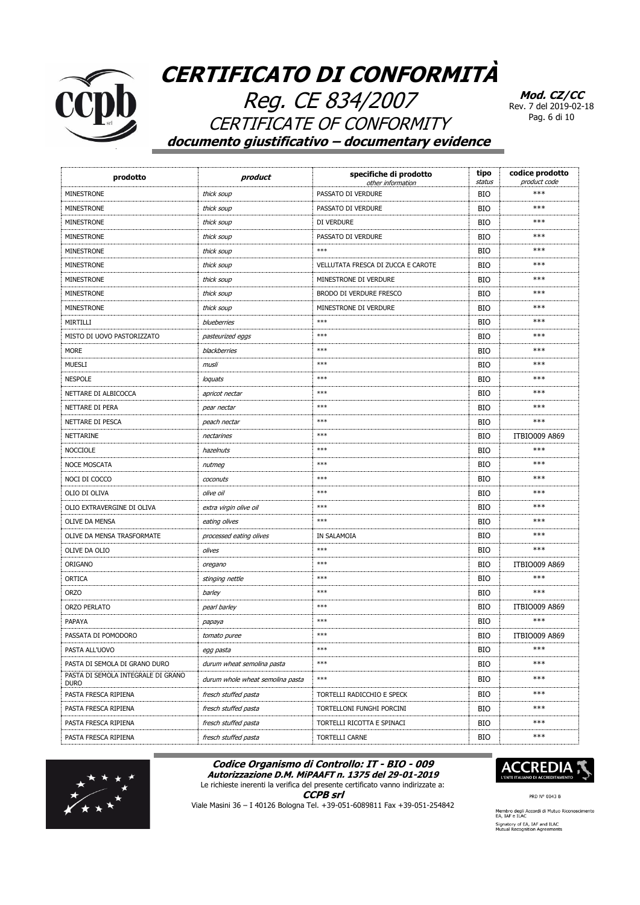# CERTIFICATO DI CONFORMITÀ

## Reg. CE 834/2007

## CERTIFICATE OF CONFORMITY

**documento giustificativo – documentary evidence**

**Mod. CZ/CC**
Rev. 7 del 2019-02-18

| prodotto | *product* | specifiche di prodotto *other information* | tipo *status* | codice prodotto *product code* |
|---|---|---|---|---|
| MINESTRONE | *thick soup* | PASSATO DI VERDURE | BIO | *** |
| MINESTRONE | *thick soup* | PASSATO DI VERDURE | BIO | *** |
| MINESTRONE | *thick soup* | DI VERDURE | BIO | *** |
| MINESTRONE | *thick soup* | PASSATO DI VERDURE | BIO | *** |
| MINESTRONE | *thick soup* | *** | BIO | *** |
| MINESTRONE | *thick soup* | VELLUTATA FRESCA DI ZUCCA E CAROTE | BIO | *** |
| MINESTRONE | *thick soup* | MINESTRONE DI VERDURE | BIO | *** |
| MINESTRONE | *thick soup* | BRODO DI VERDURE FRESCO | BIO | *** |
| MINESTRONE | *thick soup* | MINESTRONE DI VERDURE | BIO | *** |
| MIRTILLI | *blueberries* | *** | BIO | *** |
| MISTO DI UOVO PASTORIZZATO | *pasteurized eggs* | *** | BIO | *** |
| MORE | *blackberries* | *** | BIO | *** |
| MUESLI | *musli* | *** | BIO | *** |
| NESPOLE | *loquats* | *** | BIO | *** |
| NETTARE DI ALBICOCCA | *apricot nectar* | *** | BIO | *** |
| NETTARE DI PERA | *pear nectar* | *** | BIO | *** |
| NETTARE DI PESCA | *peach nectar* | *** | BIO | *** |
| NETTARINE | *nectarines* | *** | BIO | ITBIO009 A869 |
| NOCCIOLE | *hazelnuts* | *** | BIO | *** |
| NOCE MOSCATA | *nutmeg* | *** | BIO | *** |
| NOCI DI COCCO | *coconuts* | *** | BIO | *** |
| OLIO DI OLIVA | *olive oil* | *** | BIO | *** |
| OLIO EXTRAVERGINE DI OLIVA | *extra virgin olive oil* | *** | BIO | *** |
| OLIVE DA MENSA | *eating olives* | *** | BIO | *** |
| OLIVE DA MENSA TRASFORMATE | *processed eating olives* | IN SALAMOIA | BIO | *** |
| OLIVE DA OLIO | *olives* | *** | BIO | *** |
| ORIGANO | *oregano* | *** | BIO | ITBIO009 A869 |
| ORTICA | *stinging nettle* | *** | BIO | *** |
| ORZO | *barley* | *** | BIO | *** |
| ORZO PERLATO | *pearl barley* | *** | BIO | ITBIO009 A869 |
| PAPAYA | *papaya* | *** | BIO | *** |
| PASSATA DI POMODORO | *tomato puree* | *** | BIO | ITBIO009 A869 |
| PASTA ALL'UOVO | *egg pasta* | *** | BIO | *** |
| PASTA DI SEMOLA DI GRANO DURO | *durum wheat semolina pasta* | *** | BIO | *** |
| PASTA DI SEMOLA INTEGRALE DI GRANO DURO | *durum whole wheat semolina pasta* | *** | BIO | *** |
| PASTA FRESCA RIPIENA | *fresch stuffed pasta* | TORTELLI RADICCHIO E SPECK | BIO | *** |
| PASTA FRESCA RIPIENA | *fresch stuffed pasta* | TORTELLONI FUNGHI PORCINI | BIO | *** |
| PASTA FRESCA RIPIENA | *fresch stuffed pasta* | TORTELLI RICOTTA E SPINACI | BIO | *** |
| PASTA FRESCA RIPIENA | *fresch stuffed pasta* | TORTELLI CARNE | BIO | *** |

**Codice Organismo di Controllo: IT - BIO - 009**
**Autorizzazione D.M. MiPAAFT n. 1375 del 29-01-2019**
Le richieste inerenti la verifica del presente certificato vanno indirizzate a:
**CCPB srl**
Viale Masini 36 – I 40126 Bologna Tel. +39-051-6089811 Fax +39-051-254842

ACCREDIA L'ENTE ITALIANO DI ACCREDITAMENTO
PRD N° 0043 B
Membro degli Accordi di Mutuo Riconoscimento EA, IAF e ILAC
Signatory of EA, IAF and ILAC Mutual Recognition Agreements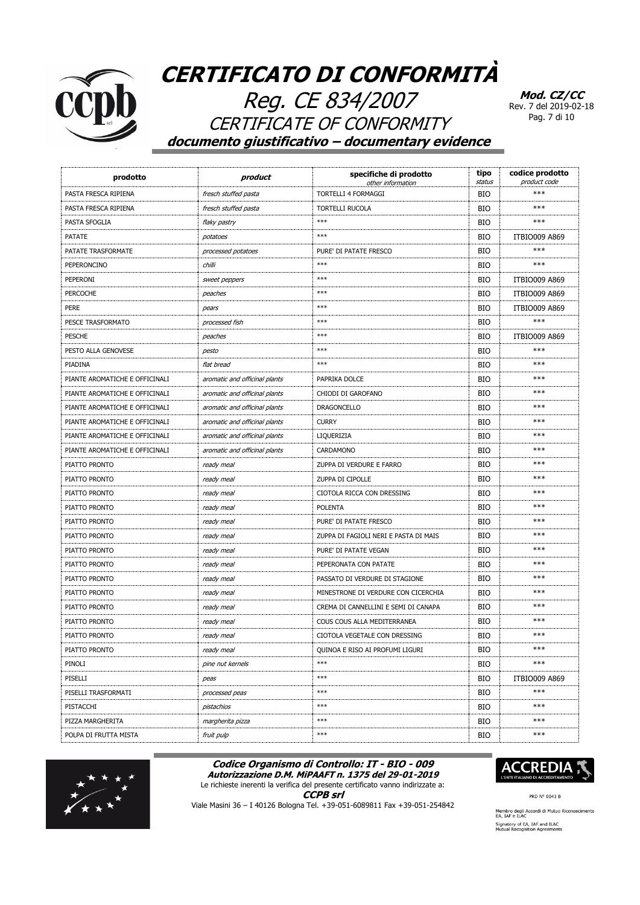# CERTIFICATO DI CONFORMITÀ

## Reg. CE 834/2007

## CERTIFICATE OF CONFORMITY

**documento giustificativo – documentary evidence**

**Mod. CZ/CC**
Rev. 7 del 2019-02-18

| prodotto | *product* | specifiche di prodotto *other information* | tipo *status* | codice prodotto *product code* |
|---|---|---|---|---|
| PASTA FRESCA RIPIENA | *fresch stuffed pasta* | TORTELLI 4 FORMAGGI | BIO | *** |
| PASTA FRESCA RIPIENA | *fresch stuffed pasta* | TORTELLI RUCOLA | BIO | *** |
| PASTA SFOGLIA | *flaky pastry* | *** | BIO | *** |
| PATATE | *potatoes* | *** | BIO | ITBIO009 A869 |
| PATATE TRASFORMATE | *processed potatoes* | PURE' DI PATATE FRESCO | BIO | *** |
| PEPERONCINO | *chilli* | *** | BIO | *** |
| PEPERONI | *sweet peppers* | *** | BIO | ITBIO009 A869 |
| PERCOCHE | *peaches* | *** | BIO | ITBIO009 A869 |
| PERE | *pears* | *** | BIO | ITBIO009 A869 |
| PESCE TRASFORMATO | *processed fish* | *** | BIO | *** |
| PESCHE | *peaches* | *** | BIO | ITBIO009 A869 |
| PESTO ALLA GENOVESE | *pesto* | *** | BIO | *** |
| PIADINA | *flat bread* | *** | BIO | *** |
| PIANTE AROMATICHE E OFFICINALI | *aromatic and officinal plants* | PAPRIKA DOLCE | BIO | *** |
| PIANTE AROMATICHE E OFFICINALI | *aromatic and officinal plants* | CHIODI DI GAROFANO | BIO | *** |
| PIANTE AROMATICHE E OFFICINALI | *aromatic and officinal plants* | DRAGONCELLO | BIO | *** |
| PIANTE AROMATICHE E OFFICINALI | *aromatic and officinal plants* | CURRY | BIO | *** |
| PIANTE AROMATICHE E OFFICINALI | *aromatic and officinal plants* | LIQUERIZIA | BIO | *** |
| PIANTE AROMATICHE E OFFICINALI | *aromatic and officinal plants* | CARDAMONO | BIO | *** |
| PIATTO PRONTO | *ready meal* | ZUPPA DI VERDURE E FARRO | BIO | *** |
| PIATTO PRONTO | *ready meal* | ZUPPA DI CIPOLLE | BIO | *** |
| PIATTO PRONTO | *ready meal* | CIOTOLA RICCA CON DRESSING | BIO | *** |
| PIATTO PRONTO | *ready meal* | POLENTA | BIO | *** |
| PIATTO PRONTO | *ready meal* | PURE' DI PATATE FRESCO | BIO | *** |
| PIATTO PRONTO | *ready meal* | ZUPPA DI FAGIOLI NERI E PASTA DI MAIS | BIO | *** |
| PIATTO PRONTO | *ready meal* | PURE' DI PATATE VEGAN | BIO | *** |
| PIATTO PRONTO | *ready meal* | PEPERONATA CON PATATE | BIO | *** |
| PIATTO PRONTO | *ready meal* | PASSATO DI VERDURE DI STAGIONE | BIO | *** |
| PIATTO PRONTO | *ready meal* | MINESTRONE DI VERDURE CON CICERCHIA | BIO | *** |
| PIATTO PRONTO | *ready meal* | CREMA DI CANNELLINI E SEMI DI CANAPA | BIO | *** |
| PIATTO PRONTO | *ready meal* | COUS COUS ALLA MEDITERRANEA | BIO | *** |
| PIATTO PRONTO | *ready meal* | CIOTOLA VEGETALE CON DRESSING | BIO | *** |
| PIATTO PRONTO | *ready meal* | QUINOA E RISO AI PROFUMI LIGURI | BIO | *** |
| PINOLI | *pine nut kernels* | *** | BIO | *** |
| PISELLI | *peas* | *** | BIO | ITBIO009 A869 |
| PISELLI TRASFORMATI | *processed peas* | *** | BIO | *** |
| PISTACCHI | *pistachios* | *** | BIO | *** |
| PIZZA MARGHERITA | *margherita pizza* | *** | BIO | *** |
| POLPA DI FRUTTA MISTA | *fruit pulp* | *** | BIO | *** |

**Codice Organismo di Controllo: IT - BIO - 009**
**Autorizzazione D.M. MiPAAFT n. 1375 del 29-01-2019**
Le richieste inerenti la verifica del presente certificato vanno indirizzate a:
**CCPB srl**
Viale Masini 36 – I 40126 Bologna Tel. +39-051-6089811 Fax +39-051-254842

ACCREDIA L'ENTE ITALIANO DI ACCREDITAMENTO
PRD N° 0043 B
Membro degli Accordi di Mutuo Riconoscimento EA, IAF e ILAC
Signatory of EA, IAF and ILAC Mutual Recognition Agreements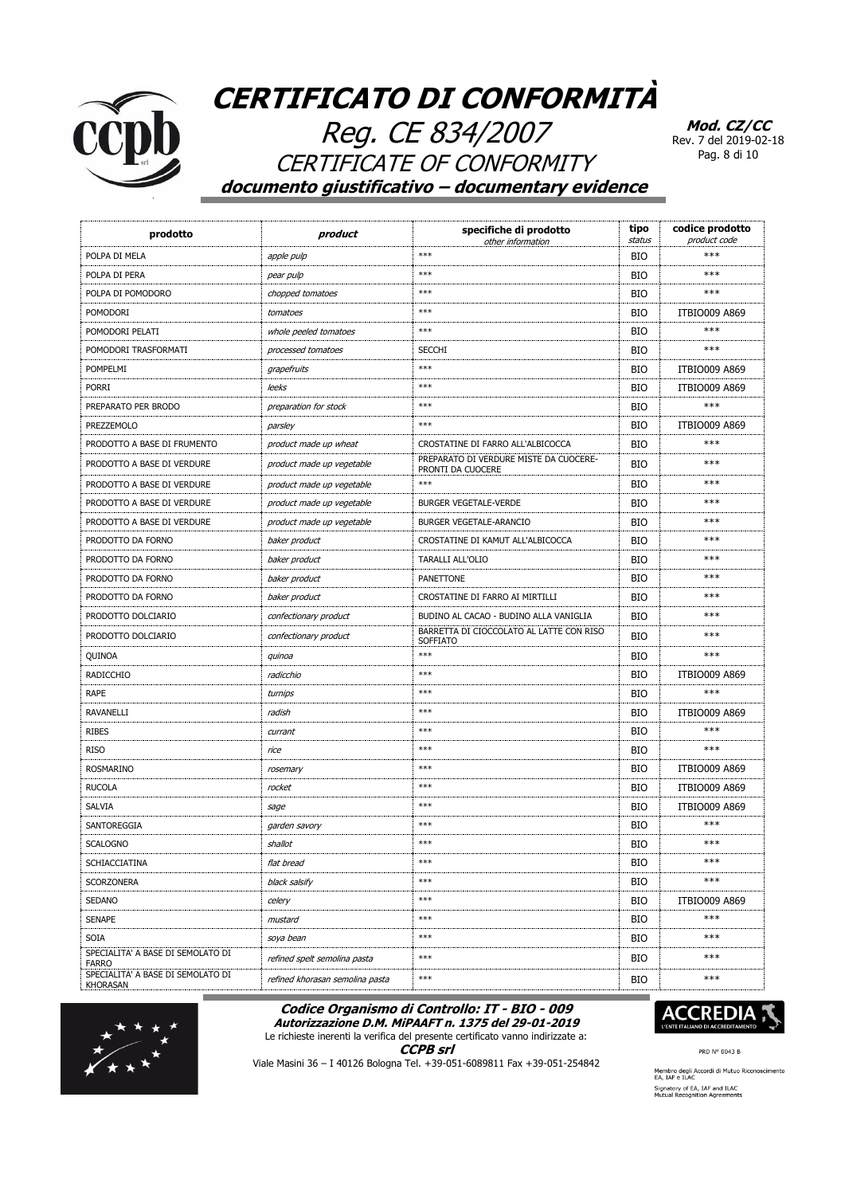# CERTIFICATO DI CONFORMITÀ

## Reg. CE 834/2007

## CERTIFICATE OF CONFORMITY

**documento giustificativo – documentary evidence**

**Mod. CZ/CC**
Rev. 7 del 2019-02-18

| prodotto | *product* | specifiche di prodotto *other information* | tipo *status* | codice prodotto *product code* |
|---|---|---|---|---|
| POLPA DI MELA | *apple pulp* | *** | BIO | *** |
| POLPA DI PERA | *pear pulp* | *** | BIO | *** |
| POLPA DI POMODORO | *chopped tomatoes* | *** | BIO | *** |
| POMODORI | *tomatoes* | *** | BIO | ITBIO009 A869 |
| POMODORI PELATI | *whole peeled tomatoes* | *** | BIO | *** |
| POMODORI TRASFORMATI | *processed tomatoes* | SECCHI | BIO | *** |
| POMPELMI | *grapefruits* | *** | BIO | ITBIO009 A869 |
| PORRI | *leeks* | *** | BIO | ITBIO009 A869 |
| PREPARATO PER BRODO | *preparation for stock* | *** | BIO | *** |
| PREZZEMOLO | *parsley* | *** | BIO | ITBIO009 A869 |
| PRODOTTO A BASE DI FRUMENTO | *product made up wheat* | CROSTATINE DI FARRO ALL'ALBICOCCA | BIO | *** |
| PRODOTTO A BASE DI VERDURE | *product made up vegetable* | PREPARATO DI VERDURE MISTE DA CUOCERE-PRONTI DA CUOCERE | BIO | *** |
| PRODOTTO A BASE DI VERDURE | *product made up vegetable* | *** | BIO | *** |
| PRODOTTO A BASE DI VERDURE | *product made up vegetable* | BURGER VEGETALE-VERDE | BIO | *** |
| PRODOTTO A BASE DI VERDURE | *product made up vegetable* | BURGER VEGETALE-ARANCIO | BIO | *** |
| PRODOTTO DA FORNO | *baker product* | CROSTATINE DI KAMUT ALL'ALBICOCCA | BIO | *** |
| PRODOTTO DA FORNO | *baker product* | TARALLI ALL'OLIO | BIO | *** |
| PRODOTTO DA FORNO | *baker product* | PANETTONE | BIO | *** |
| PRODOTTO DA FORNO | *baker product* | CROSTATINE DI FARRO AI MIRTILLI | BIO | *** |
| PRODOTTO DOLCIARIO | *confectionary product* | BUDINO AL CACAO - BUDINO ALLA VANIGLIA | BIO | *** |
| PRODOTTO DOLCIARIO | *confectionary product* | BARRETTA DI CIOCCOLATO AL LATTE CON RISO SOFFIATO | BIO | *** |
| QUINOA | *quinoa* | *** | BIO | *** |
| RADICCHIO | *radicchio* | *** | BIO | ITBIO009 A869 |
| RAPE | *turnips* | *** | BIO | *** |
| RAVANELLI | *radish* | *** | BIO | ITBIO009 A869 |
| RIBES | *currant* | *** | BIO | *** |
| RISO | *rice* | *** | BIO | *** |
| ROSMARINO | *rosemary* | *** | BIO | ITBIO009 A869 |
| RUCOLA | *rocket* | *** | BIO | ITBIO009 A869 |
| SALVIA | *sage* | *** | BIO | ITBIO009 A869 |
| SANTOREGGIA | *garden savory* | *** | BIO | *** |
| SCALOGNO | *shallot* | *** | BIO | *** |
| SCHIACCIATINA | *flat bread* | *** | BIO | *** |
| SCORZONERA | *black salsify* | *** | BIO | *** |
| SEDANO | *celery* | *** | BIO | ITBIO009 A869 |
| SENAPE | *mustard* | *** | BIO | *** |
| SOIA | *soya bean* | *** | BIO | *** |
| SPECIALITA' A BASE DI SEMOLATO DI FARRO | *refined spelt semolina pasta* | *** | BIO | *** |
| SPECIALITA' A BASE DI SEMOLATO DI KHORASAN | *refined khorasan semolina pasta* | *** | BIO | *** |

**Codice Organismo di Controllo: IT - BIO - 009**
**Autorizzazione D.M. MiPAAFT n. 1375 del 29-01-2019**
Le richieste inerenti la verifica del presente certificato vanno indirizzate a:
**CCPB srl**
Viale Masini 36 – I 40126 Bologna Tel. +39-051-6089811 Fax +39-051-254842

ACCREDIA L'ENTE ITALIANO DI ACCREDITAMENTO
PRD N° 0043 B
Membro degli Accordi di Mutuo Riconoscimento EA, IAF e ILAC
Signatory of EA, IAF and ILAC Mutual Recognition Agreements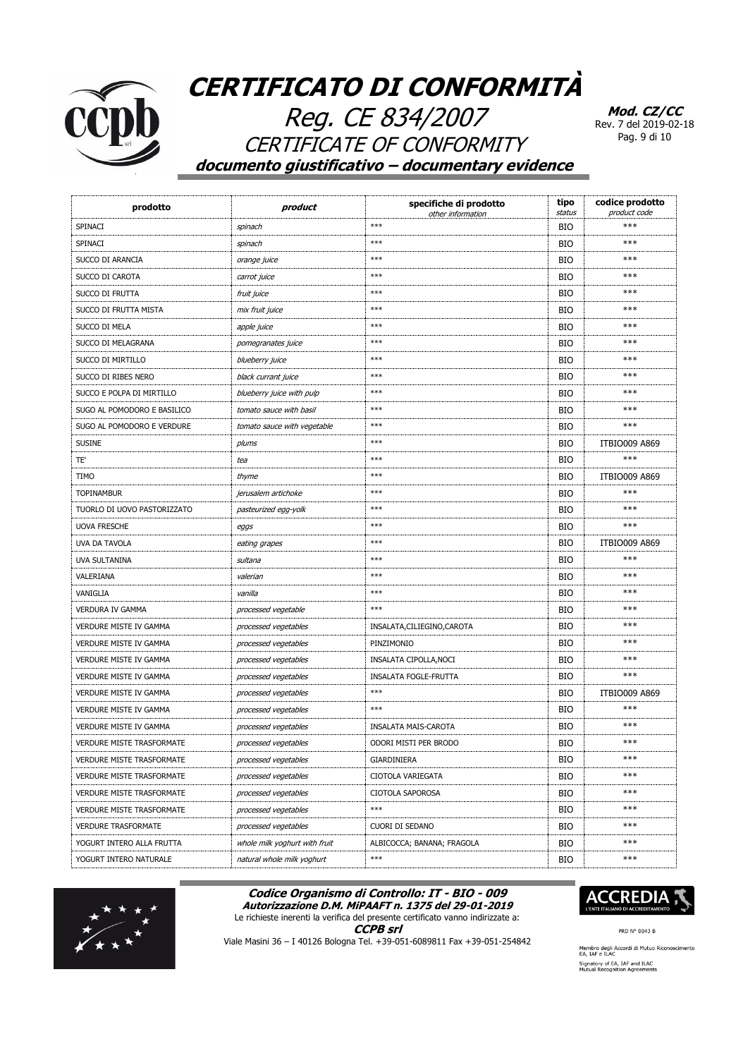# CERTIFICATO DI CONFORMITÀ

## Reg. CE 834/2007

## CERTIFICATE OF CONFORMITY

**documento giustificativo – documentary evidence**

**Mod. CZ/CC**
Rev. 7 del 2019-02-18

| prodotto | product | specifiche di prodotto *other information* | tipo *status* | codice prodotto *product code* |
|---|---|---|---|---|
| SPINACI | *spinach* | *** | BIO | *** |
| SPINACI | *spinach* | *** | BIO | *** |
| SUCCO DI ARANCIA | *orange juice* | *** | BIO | *** |
| SUCCO DI CAROTA | *carrot juice* | *** | BIO | *** |
| SUCCO DI FRUTTA | *fruit juice* | *** | BIO | *** |
| SUCCO DI FRUTTA MISTA | *mix fruit juice* | *** | BIO | *** |
| SUCCO DI MELA | *apple juice* | *** | BIO | *** |
| SUCCO DI MELAGRANA | *pomegranates juice* | *** | BIO | *** |
| SUCCO DI MIRTILLO | *blueberry juice* | *** | BIO | *** |
| SUCCO DI RIBES NERO | *black currant juice* | *** | BIO | *** |
| SUCCO E POLPA DI MIRTILLO | *blueberry juice with pulp* | *** | BIO | *** |
| SUGO AL POMODORO E BASILICO | *tomato sauce with basil* | *** | BIO | *** |
| SUGO AL POMODORO E VERDURE | *tomato sauce with vegetable* | *** | BIO | *** |
| SUSINE | *plums* | *** | BIO | ITBIO009 A869 |
| TE' | *tea* | *** | BIO | *** |
| TIMO | *thyme* | *** | BIO | ITBIO009 A869 |
| TOPINAMBUR | *jerusalem artichoke* | *** | BIO | *** |
| TUORLO DI UOVO PASTORIZZATO | *pasteurized egg-yolk* | *** | BIO | *** |
| UOVA FRESCHE | *eggs* | *** | BIO | *** |
| UVA DA TAVOLA | *eating grapes* | *** | BIO | ITBIO009 A869 |
| UVA SULTANINA | *sultana* | *** | BIO | *** |
| VALERIANA | *valerian* | *** | BIO | *** |
| VANIGLIA | *vanilla* | *** | BIO | *** |
| VERDURA IV GAMMA | *processed vegetable* | *** | BIO | *** |
| VERDURE MISTE IV GAMMA | *processed vegetables* | INSALATA,CILIEGINO,CAROTA | BIO | *** |
| VERDURE MISTE IV GAMMA | *processed vegetables* | PINZIMONIO | BIO | *** |
| VERDURE MISTE IV GAMMA | *processed vegetables* | INSALATA CIPOLLA,NOCI | BIO | *** |
| VERDURE MISTE IV GAMMA | *processed vegetables* | INSALATA FOGLE-FRUTTA | BIO | *** |
| VERDURE MISTE IV GAMMA | *processed vegetables* | *** | BIO | ITBIO009 A869 |
| VERDURE MISTE IV GAMMA | *processed vegetables* | *** | BIO | *** |
| VERDURE MISTE IV GAMMA | *processed vegetables* | INSALATA MAIS-CAROTA | BIO | *** |
| VERDURE MISTE TRASFORMATE | *processed vegetables* | ODORI MISTI PER BRODO | BIO | *** |
| VERDURE MISTE TRASFORMATE | *processed vegetables* | GIARDINIERA | BIO | *** |
| VERDURE MISTE TRASFORMATE | *processed vegetables* | CIOTOLA VARIEGATA | BIO | *** |
| VERDURE MISTE TRASFORMATE | *processed vegetables* | CIOTOLA SAPOROSA | BIO | *** |
| VERDURE MISTE TRASFORMATE | *processed vegetables* | *** | BIO | *** |
| VERDURE TRASFORMATE | *processed vegetables* | CUORI DI SEDANO | BIO | *** |
| YOGURT INTERO ALLA FRUTTA | *whole milk yoghurt with fruit* | ALBICOCCA; BANANA; FRAGOLA | BIO | *** |
| YOGURT INTERO NATURALE | *natural whole milk yoghurt* | *** | BIO | *** |

**Codice Organismo di Controllo: IT - BIO - 009**
**Autorizzazione D.M. MiPAAFT n. 1375 del 29-01-2019**
Le richieste inerenti la verifica del presente certificato vanno indirizzate a:
**CCPB srl**
Viale Masini 36 – I 40126 Bologna Tel. +39-051-6089811 Fax +39-051-254842

ACCREDIA L'ENTE ITALIANO DI ACCREDITAMENTO
PRD N° 0043 B
Membro degli Accordi di Mutuo Riconoscimento EA, IAF e ILAC
Signatory of EA, IAF and ILAC Mutual Recognition Agreements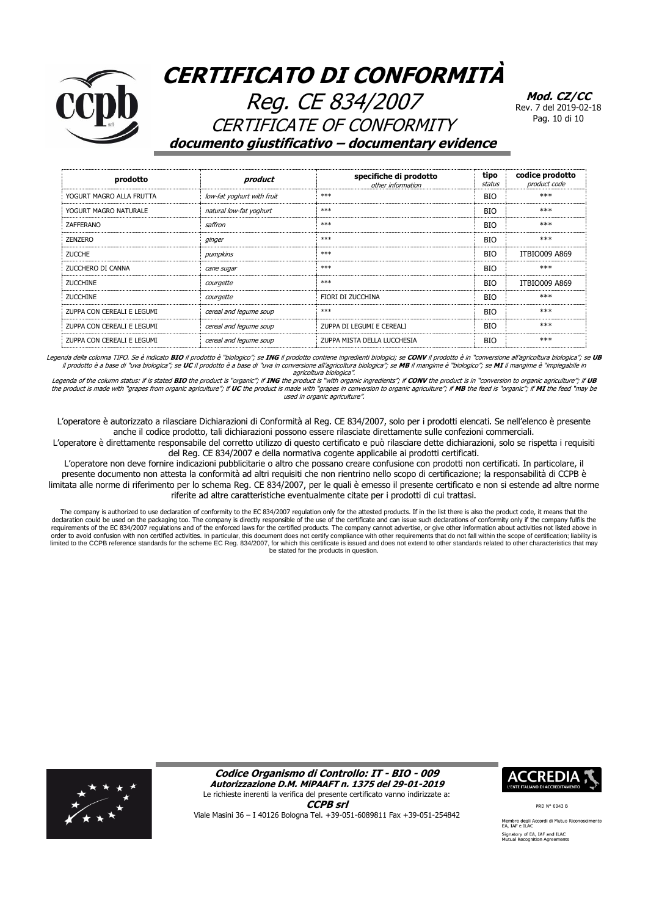# CERTIFICATO DI CONFORMITÀ

## Reg. CE 834/2007

## CERTIFICATE OF CONFORMITY

**documento giustificativo – documentary evidence**

**Mod. CZ/CC**
Rev. 7 del 2019-02-18

| prodotto | *product* | specifiche di prodotto *other information* | tipo *status* | codice prodotto *product code* |
|---|---|---|---|---|
| YOGURT MAGRO ALLA FRUTTA | *low-fat yoghurt with fruit* | *** | BIO | *** |
| YOGURT MAGRO NATURALE | *natural low-fat yoghurt* | *** | BIO | *** |
| ZAFFERANO | *saffron* | *** | BIO | *** |
| ZENZERO | *ginger* | *** | BIO | *** |
| ZUCCHE | *pumpkins* | *** | BIO | ITBIO009 A869 |
| ZUCCHERO DI CANNA | *cane sugar* | *** | BIO | *** |
| ZUCCHINE | *courgette* | *** | BIO | ITBIO009 A869 |
| ZUCCHINE | *courgette* | FIORI DI ZUCCHINA | BIO | *** |
| ZUPPA CON CEREALI E LEGUMI | *cereal and legume soup* | *** | BIO | *** |
| ZUPPA CON CEREALI E LEGUMI | *cereal and legume soup* | ZUPPA DI LEGUMI E CEREALI | BIO | *** |
| ZUPPA CON CEREALI E LEGUMI | *cereal and legume soup* | ZUPPA MISTA DELLA LUCCHESIA | BIO | *** |

*Legenda della colonna TIPO. Se è indicato **BIO** il prodotto è "biologico"; se **ING** il prodotto contiene ingredienti biologici; se **CONV** il prodotto è in "conversione all'agricoltura biologica"; se **UB** il prodotto è a base di "uva biologica"; se **UC** il prodotto è a base di "uva in conversione all'agricoltura biologica"; se **MB** il mangime è "biologico"; se **MI** il mangime è "impiegabile in agricoltura biologica".*

*Legenda of the column status: if is stated **BIO** the product is "organic"; if **ING** the product is "with organic ingredients"; if **CONV** the product is in "conversion to organic agriculture"; if **UB** the product is made with "grapes from organic agriculture"; if **UC** the product is made with "grapes in conversion to organic agriculture"; if **MB** the feed is "organic"; if **MI** the feed "may be used in organic agriculture".*

L'operatore è autorizzato a rilasciare Dichiarazioni di Conformità al Reg. CE 834/2007, solo per i prodotti elencati. Se nell'elenco è presente anche il codice prodotto, tali dichiarazioni possono essere rilasciate direttamente sulle confezioni commerciali.

L'operatore è direttamente responsabile del corretto utilizzo di questo certificato e può rilasciare dette dichiarazioni, solo se rispetta i requisiti del Reg. CE 834/2007 e della normativa cogente applicabile ai prodotti certificati.

L'operatore non deve fornire indicazioni pubblicitarie o altro che possano creare confusione con prodotti non certificati. In particolare, il presente documento non attesta la conformità ad altri requisiti che non rientrino nello scopo di certificazione; la responsabilità di CCPB è limitata alle norme di riferimento per lo schema Reg. CE 834/2007, per le quali è emesso il presente certificato e non si estende ad altre norme riferite ad altre caratteristiche eventualmente citate per i prodotti di cui trattasi.

The company is authorized to use declaration of conformity to the EC 834/2007 regulation only for the attested products. If in the list there is also the product code, it means that the declaration could be used on the packaging too. The company is directly responsible of the use of the certificate and can issue such declarations of conformity only if the company fulfils the requirements of the EC 834/2007 regulations and of the enforced laws for the certified products. The company cannot advertise, or give other information about activities not listed above in order to avoid confusion with non certified activities. In particular, this document does not certify compliance with other requirements that do not fall within the scope of certification; liability is limited to the CCPB reference standards for the scheme EC Reg. 834/2007, for which this certificate is issued and does not extend to other standards related to other characteristics that may be stated for the products in question.

**Codice Organismo di Controllo: IT - BIO - 009**
**Autorizzazione D.M. MiPAAFT n. 1375 del 29-01-2019**
Le richieste inerenti la verifica del presente certificato vanno indirizzate a:
**CCPB srl**
Viale Masini 36 – I 40126 Bologna Tel. +39-051-6089811 Fax +39-051-254842

ACCREDIA L'ENTE ITALIANO DI ACCREDITAMENTO
PRD N° 0043 B
Membro degli Accordi di Mutuo Riconoscimento EA, IAF e ILAC
Signatory of EA, IAF and ILAC Mutual Recognition Agreements